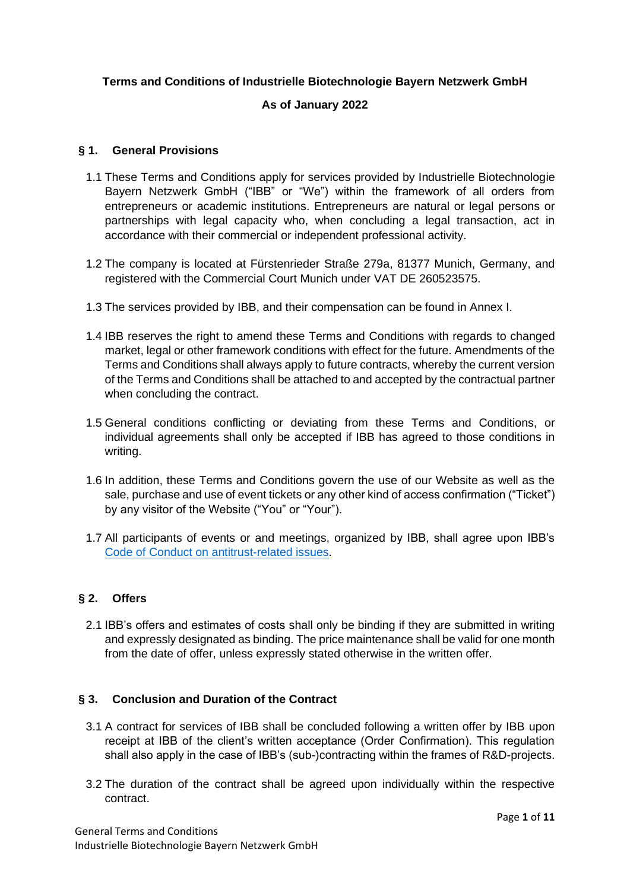# Terms and Conditions of Industrielle Biotechnologie Bayern Netzwerk GmbH

**As of January 2022**

## § 1. General Provisions

1.1 These Terms and Conditions apply for services provided by Industrielle Biotechnologie Bayern Netzwerk GmbH ("IBB" or "We") within the framework of all orders from entrepreneurs or academic institutions. Entrepreneurs are natural or legal persons or partnerships with legal capacity who, when concluding a legal transaction, act in accordance with their commercial or independent professional activity.

1.2 The company is located at Fürstenrieder Straße 279a, 81377 Munich, Germany, and registered with the Commercial Court Munich under VAT DE 260523575.

1.3 The services provided by IBB, and their compensation can be found in Annex I.

1.4 IBB reserves the right to amend these Terms and Conditions with regards to changed market, legal or other framework conditions with effect for the future. Amendments of the Terms and Conditions shall always apply to future contracts, whereby the current version of the Terms and Conditions shall be attached to and accepted by the contractual partner when concluding the contract.

1.5 General conditions conflicting or deviating from these Terms and Conditions, or individual agreements shall only be accepted if IBB has agreed to those conditions in writing.

1.6 In addition, these Terms and Conditions govern the use of our Website as well as the sale, purchase and use of event tickets or any other kind of access confirmation ("Ticket") by any visitor of the Website ("You" or "Your").

1.7 All participants of events or and meetings, organized by IBB, shall agree upon IBB's Code of Conduct on antitrust-related issues.

## § 2. Offers

2.1 IBB's offers and estimates of costs shall only be binding if they are submitted in writing and expressly designated as binding. The price maintenance shall be valid for one month from the date of offer, unless expressly stated otherwise in the written offer.

## § 3. Conclusion and Duration of the Contract

3.1 A contract for services of IBB shall be concluded following a written offer by IBB upon receipt at IBB of the client's written acceptance (Order Confirmation). This regulation shall also apply in the case of IBB's (sub-)contracting within the frames of R&D-projects.

3.2 The duration of the contract shall be agreed upon individually within the respective contract.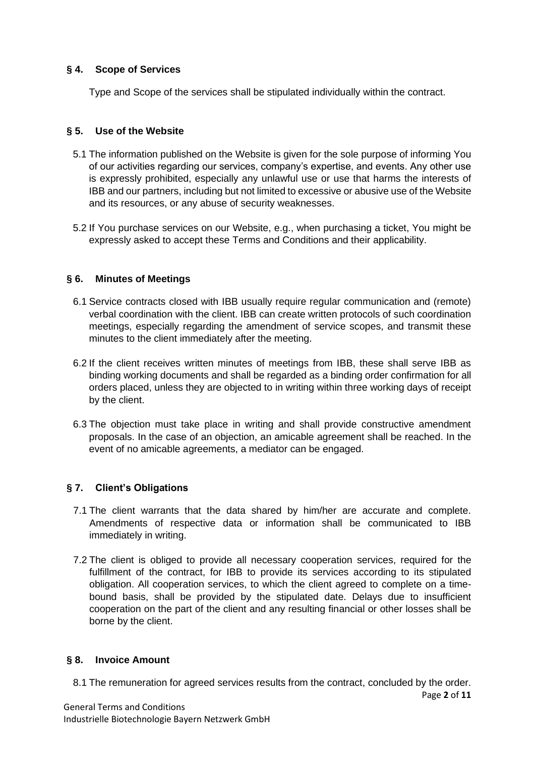## § 4. Scope of Services

Type and Scope of the services shall be stipulated individually within the contract.

## § 5. Use of the Website

5.1 The information published on the Website is given for the sole purpose of informing You of our activities regarding our services, company's expertise, and events. Any other use is expressly prohibited, especially any unlawful use or use that harms the interests of IBB and our partners, including but not limited to excessive or abusive use of the Website and its resources, or any abuse of security weaknesses.

5.2 If You purchase services on our Website, e.g., when purchasing a ticket, You might be expressly asked to accept these Terms and Conditions and their applicability.

## § 6. Minutes of Meetings

6.1 Service contracts closed with IBB usually require regular communication and (remote) verbal coordination with the client. IBB can create written protocols of such coordination meetings, especially regarding the amendment of service scopes, and transmit these minutes to the client immediately after the meeting.

6.2 If the client receives written minutes of meetings from IBB, these shall serve IBB as binding working documents and shall be regarded as a binding order confirmation for all orders placed, unless they are objected to in writing within three working days of receipt by the client.

6.3 The objection must take place in writing and shall provide constructive amendment proposals. In the case of an objection, an amicable agreement shall be reached. In the event of no amicable agreements, a mediator can be engaged.

## § 7. Client's Obligations

7.1 The client warrants that the data shared by him/her are accurate and complete. Amendments of respective data or information shall be communicated to IBB immediately in writing.

7.2 The client is obliged to provide all necessary cooperation services, required for the fulfillment of the contract, for IBB to provide its services according to its stipulated obligation. All cooperation services, to which the client agreed to complete on a time-bound basis, shall be provided by the stipulated date. Delays due to insufficient cooperation on the part of the client and any resulting financial or other losses shall be borne by the client.

## § 8. Invoice Amount

8.1 The remuneration for agreed services results from the contract, concluded by the order.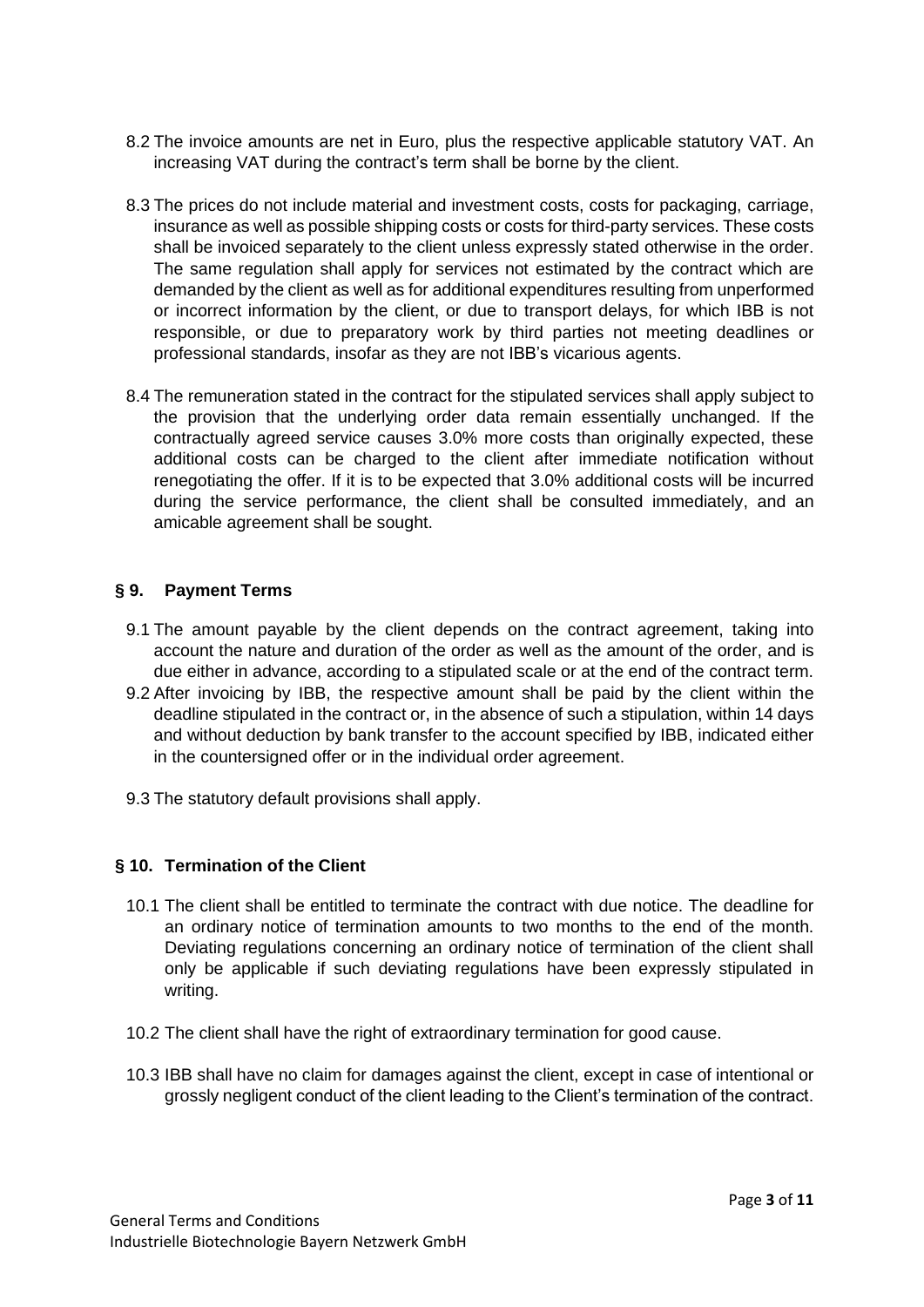8.2 The invoice amounts are net in Euro, plus the respective applicable statutory VAT. An increasing VAT during the contract's term shall be borne by the client.

8.3 The prices do not include material and investment costs, costs for packaging, carriage, insurance as well as possible shipping costs or costs for third-party services. These costs shall be invoiced separately to the client unless expressly stated otherwise in the order. The same regulation shall apply for services not estimated by the contract which are demanded by the client as well as for additional expenditures resulting from unperformed or incorrect information by the client, or due to transport delays, for which IBB is not responsible, or due to preparatory work by third parties not meeting deadlines or professional standards, insofar as they are not IBB's vicarious agents.

8.4 The remuneration stated in the contract for the stipulated services shall apply subject to the provision that the underlying order data remain essentially unchanged. If the contractually agreed service causes 3.0% more costs than originally expected, these additional costs can be charged to the client after immediate notification without renegotiating the offer. If it is to be expected that 3.0% additional costs will be incurred during the service performance, the client shall be consulted immediately, and an amicable agreement shall be sought.

## § 9. Payment Terms

9.1 The amount payable by the client depends on the contract agreement, taking into account the nature and duration of the order as well as the amount of the order, and is due either in advance, according to a stipulated scale or at the end of the contract term.

9.2 After invoicing by IBB, the respective amount shall be paid by the client within the deadline stipulated in the contract or, in the absence of such a stipulation, within 14 days and without deduction by bank transfer to the account specified by IBB, indicated either in the countersigned offer or in the individual order agreement.

9.3 The statutory default provisions shall apply.

## § 10. Termination of the Client

10.1 The client shall be entitled to terminate the contract with due notice. The deadline for an ordinary notice of termination amounts to two months to the end of the month. Deviating regulations concerning an ordinary notice of termination of the client shall only be applicable if such deviating regulations have been expressly stipulated in writing.

10.2 The client shall have the right of extraordinary termination for good cause.

10.3 IBB shall have no claim for damages against the client, except in case of intentional or grossly negligent conduct of the client leading to the Client's termination of the contract.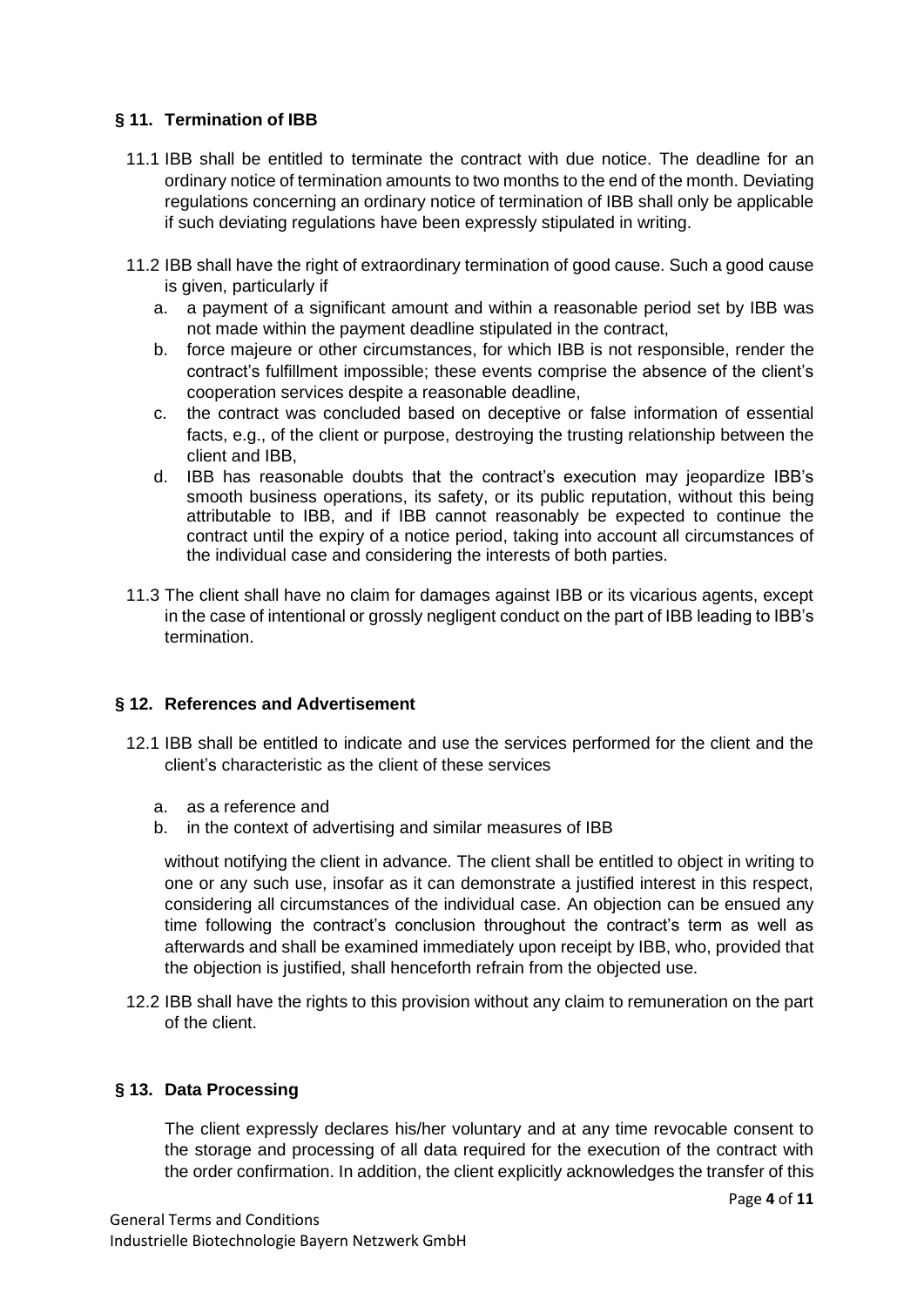## § 11. Termination of IBB

11.1 IBB shall be entitled to terminate the contract with due notice. The deadline for an ordinary notice of termination amounts to two months to the end of the month. Deviating regulations concerning an ordinary notice of termination of IBB shall only be applicable if such deviating regulations have been expressly stipulated in writing.

11.2 IBB shall have the right of extraordinary termination of good cause. Such a good cause is given, particularly if

a. a payment of a significant amount and within a reasonable period set by IBB was not made within the payment deadline stipulated in the contract,
b. force majeure or other circumstances, for which IBB is not responsible, render the contract's fulfillment impossible; these events comprise the absence of the client's cooperation services despite a reasonable deadline,
c. the contract was concluded based on deceptive or false information of essential facts, e.g., of the client or purpose, destroying the trusting relationship between the client and IBB,
d. IBB has reasonable doubts that the contract's execution may jeopardize IBB's smooth business operations, its safety, or its public reputation, without this being attributable to IBB, and if IBB cannot reasonably be expected to continue the contract until the expiry of a notice period, taking into account all circumstances of the individual case and considering the interests of both parties.

11.3 The client shall have no claim for damages against IBB or its vicarious agents, except in the case of intentional or grossly negligent conduct on the part of IBB leading to IBB's termination.

## § 12. References and Advertisement

12.1 IBB shall be entitled to indicate and use the services performed for the client and the client's characteristic as the client of these services

a. as a reference and
b. in the context of advertising and similar measures of IBB

without notifying the client in advance. The client shall be entitled to object in writing to one or any such use, insofar as it can demonstrate a justified interest in this respect, considering all circumstances of the individual case. An objection can be ensued any time following the contract's conclusion throughout the contract's term as well as afterwards and shall be examined immediately upon receipt by IBB, who, provided that the objection is justified, shall henceforth refrain from the objected use.

12.2 IBB shall have the rights to this provision without any claim to remuneration on the part of the client.

## § 13. Data Processing

The client expressly declares his/her voluntary and at any time revocable consent to the storage and processing of all data required for the execution of the contract with the order confirmation. In addition, the client explicitly acknowledges the transfer of this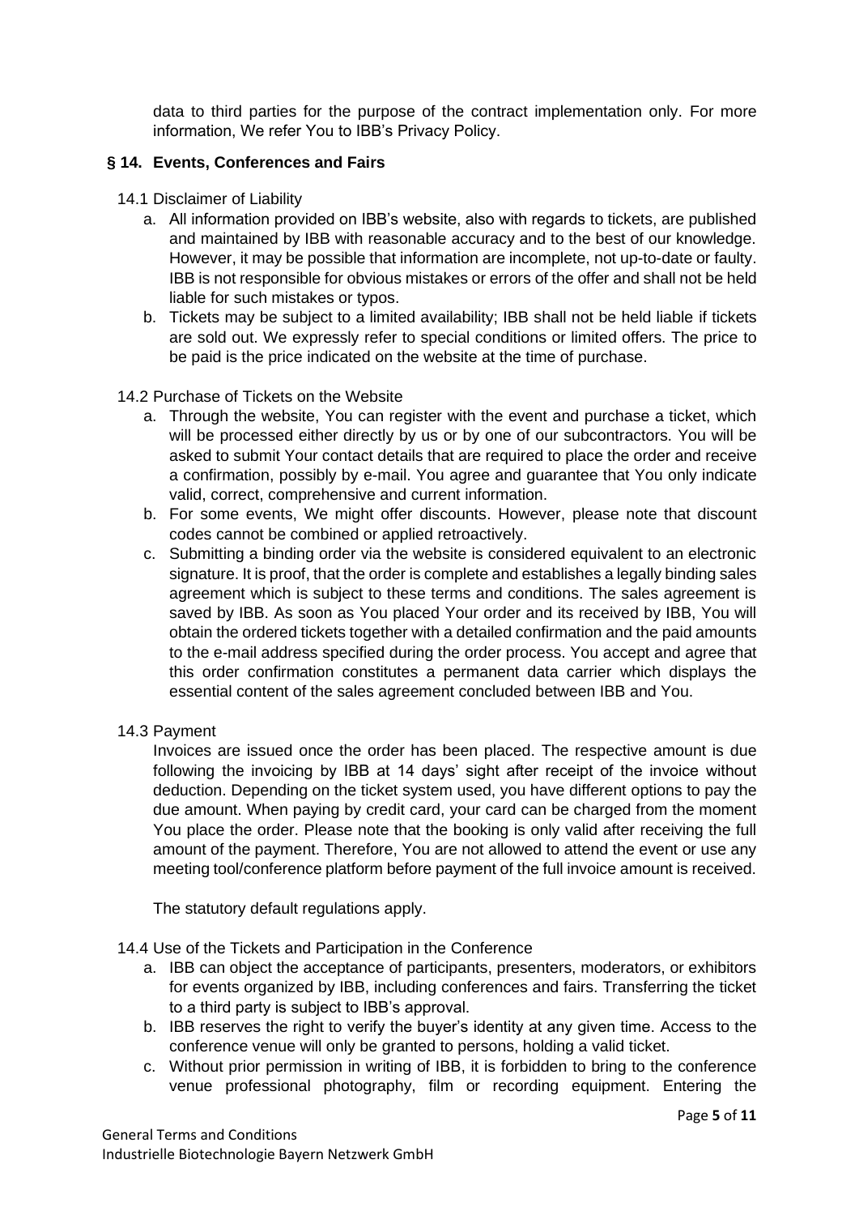data to third parties for the purpose of the contract implementation only. For more information, We refer You to IBB's Privacy Policy.

## § 14. Events, Conferences and Fairs

14.1 Disclaimer of Liability

a. All information provided on IBB's website, also with regards to tickets, are published and maintained by IBB with reasonable accuracy and to the best of our knowledge. However, it may be possible that information are incomplete, not up-to-date or faulty. IBB is not responsible for obvious mistakes or errors of the offer and shall not be held liable for such mistakes or typos.
b. Tickets may be subject to a limited availability; IBB shall not be held liable if tickets are sold out. We expressly refer to special conditions or limited offers. The price to be paid is the price indicated on the website at the time of purchase.

14.2 Purchase of Tickets on the Website

a. Through the website, You can register with the event and purchase a ticket, which will be processed either directly by us or by one of our subcontractors. You will be asked to submit Your contact details that are required to place the order and receive a confirmation, possibly by e-mail. You agree and guarantee that You only indicate valid, correct, comprehensive and current information.
b. For some events, We might offer discounts. However, please note that discount codes cannot be combined or applied retroactively.
c. Submitting a binding order via the website is considered equivalent to an electronic signature. It is proof, that the order is complete and establishes a legally binding sales agreement which is subject to these terms and conditions. The sales agreement is saved by IBB. As soon as You placed Your order and its received by IBB, You will obtain the ordered tickets together with a detailed confirmation and the paid amounts to the e-mail address specified during the order process. You accept and agree that this order confirmation constitutes a permanent data carrier which displays the essential content of the sales agreement concluded between IBB and You.

14.3 Payment

Invoices are issued once the order has been placed. The respective amount is due following the invoicing by IBB at 14 days' sight after receipt of the invoice without deduction. Depending on the ticket system used, you have different options to pay the due amount. When paying by credit card, your card can be charged from the moment You place the order. Please note that the booking is only valid after receiving the full amount of the payment. Therefore, You are not allowed to attend the event or use any meeting tool/conference platform before payment of the full invoice amount is received.

The statutory default regulations apply.

14.4 Use of the Tickets and Participation in the Conference

a. IBB can object the acceptance of participants, presenters, moderators, or exhibitors for events organized by IBB, including conferences and fairs. Transferring the ticket to a third party is subject to IBB's approval.
b. IBB reserves the right to verify the buyer's identity at any given time. Access to the conference venue will only be granted to persons, holding a valid ticket.
c. Without prior permission in writing of IBB, it is forbidden to bring to the conference venue professional photography, film or recording equipment. Entering the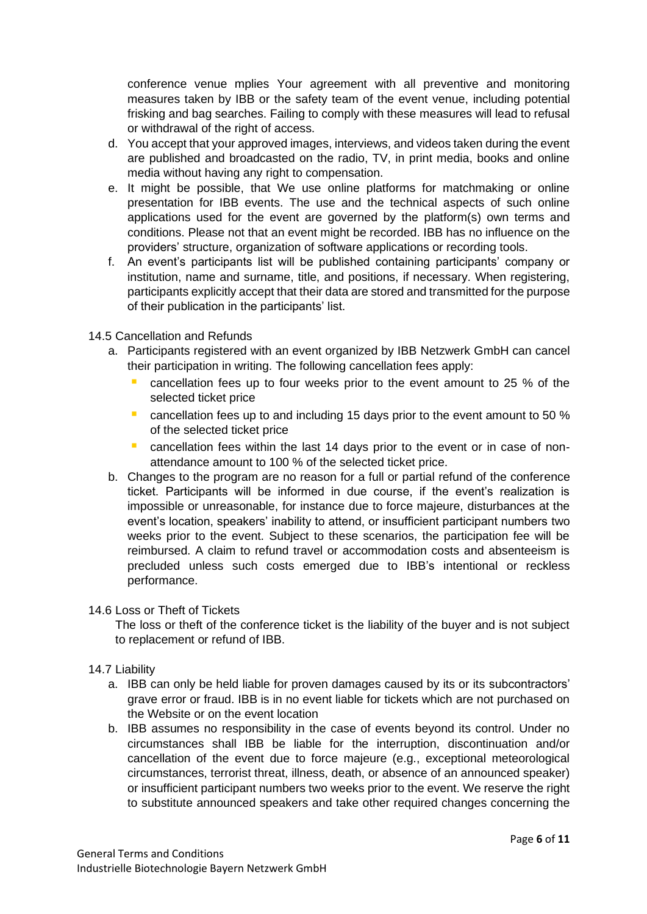conference venue mplies Your agreement with all preventive and monitoring measures taken by IBB or the safety team of the event venue, including potential frisking and bag searches. Failing to comply with these measures will lead to refusal or withdrawal of the right of access.

d. You accept that your approved images, interviews, and videos taken during the event are published and broadcasted on the radio, TV, in print media, books and online media without having any right to compensation.

e. It might be possible, that We use online platforms for matchmaking or online presentation for IBB events. The use and the technical aspects of such online applications used for the event are governed by the platform(s) own terms and conditions. Please not that an event might be recorded. IBB has no influence on the providers' structure, organization of software applications or recording tools.

f. An event's participants list will be published containing participants' company or institution, name and surname, title, and positions, if necessary. When registering, participants explicitly accept that their data are stored and transmitted for the purpose of their publication in the participants' list.

14.5 Cancellation and Refunds

a. Participants registered with an event organized by IBB Netzwerk GmbH can cancel their participation in writing. The following cancellation fees apply:
   - cancellation fees up to four weeks prior to the event amount to 25 % of the selected ticket price
   - cancellation fees up to and including 15 days prior to the event amount to 50 % of the selected ticket price
   - cancellation fees within the last 14 days prior to the event or in case of non-attendance amount to 100 % of the selected ticket price.

b. Changes to the program are no reason for a full or partial refund of the conference ticket. Participants will be informed in due course, if the event's realization is impossible or unreasonable, for instance due to force majeure, disturbances at the event's location, speakers' inability to attend, or insufficient participant numbers two weeks prior to the event. Subject to these scenarios, the participation fee will be reimbursed. A claim to refund travel or accommodation costs and absenteeism is precluded unless such costs emerged due to IBB's intentional or reckless performance.

14.6 Loss or Theft of Tickets

The loss or theft of the conference ticket is the liability of the buyer and is not subject to replacement or refund of IBB.

14.7 Liability

a. IBB can only be held liable for proven damages caused by its or its subcontractors' grave error or fraud. IBB is in no event liable for tickets which are not purchased on the Website or on the event location

b. IBB assumes no responsibility in the case of events beyond its control. Under no circumstances shall IBB be liable for the interruption, discontinuation and/or cancellation of the event due to force majeure (e.g., exceptional meteorological circumstances, terrorist threat, illness, death, or absence of an announced speaker) or insufficient participant numbers two weeks prior to the event. We reserve the right to substitute announced speakers and take other required changes concerning the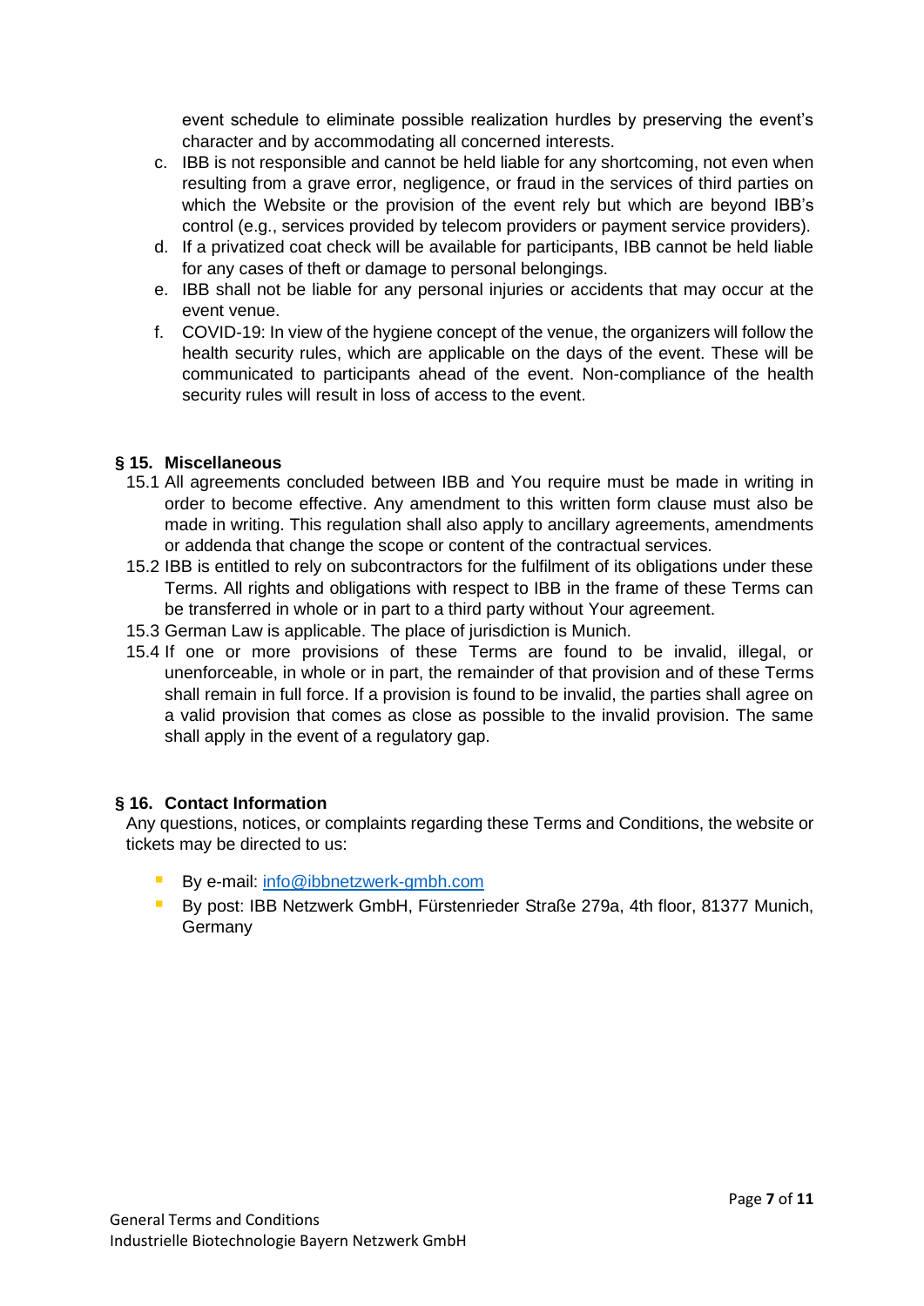event schedule to eliminate possible realization hurdles by preserving the event's character and by accommodating all concerned interests.

c. IBB is not responsible and cannot be held liable for any shortcoming, not even when resulting from a grave error, negligence, or fraud in the services of third parties on which the Website or the provision of the event rely but which are beyond IBB's control (e.g., services provided by telecom providers or payment service providers).

d. If a privatized coat check will be available for participants, IBB cannot be held liable for any cases of theft or damage to personal belongings.

e. IBB shall not be liable for any personal injuries or accidents that may occur at the event venue.

f. COVID-19: In view of the hygiene concept of the venue, the organizers will follow the health security rules, which are applicable on the days of the event. These will be communicated to participants ahead of the event. Non-compliance of the health security rules will result in loss of access to the event.

## § 15. Miscellaneous

15.1 All agreements concluded between IBB and You require must be made in writing in order to become effective. Any amendment to this written form clause must also be made in writing. This regulation shall also apply to ancillary agreements, amendments or addenda that change the scope or content of the contractual services.

15.2 IBB is entitled to rely on subcontractors for the fulfilment of its obligations under these Terms. All rights and obligations with respect to IBB in the frame of these Terms can be transferred in whole or in part to a third party without Your agreement.

15.3 German Law is applicable. The place of jurisdiction is Munich.

15.4 If one or more provisions of these Terms are found to be invalid, illegal, or unenforceable, in whole or in part, the remainder of that provision and of these Terms shall remain in full force. If a provision is found to be invalid, the parties shall agree on a valid provision that comes as close as possible to the invalid provision. The same shall apply in the event of a regulatory gap.

## § 16. Contact Information

Any questions, notices, or complaints regarding these Terms and Conditions, the website or tickets may be directed to us:

- By e-mail: info@ibbnetzwerk-gmbh.com
- By post: IBB Netzwerk GmbH, Fürstenrieder Straße 279a, 4th floor, 81377 Munich, Germany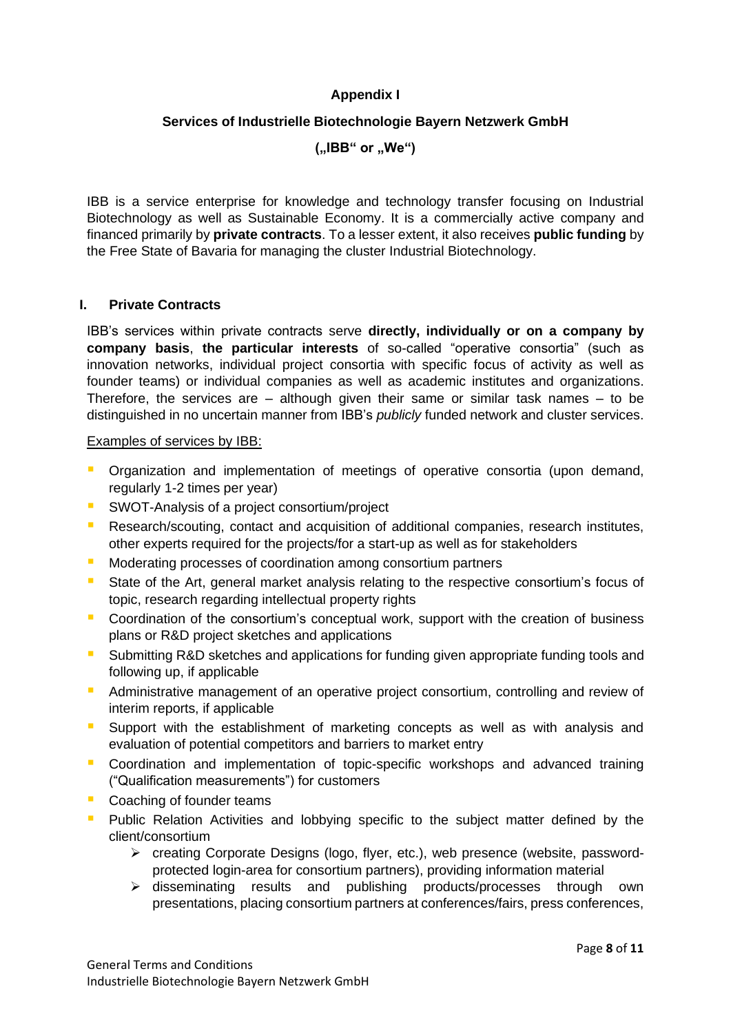**Appendix I**

**Services of Industrielle Biotechnologie Bayern Netzwerk GmbH**

**(„IBB" or „We")**

IBB is a service enterprise for knowledge and technology transfer focusing on Industrial Biotechnology as well as Sustainable Economy. It is a commercially active company and financed primarily by **private contracts**. To a lesser extent, it also receives **public funding** by the Free State of Bavaria for managing the cluster Industrial Biotechnology.

## I. Private Contracts

IBB's services within private contracts serve **directly, individually or on a company by company basis**, **the particular interests** of so-called "operative consortia" (such as innovation networks, individual project consortia with specific focus of activity as well as founder teams) or individual companies as well as academic institutes and organizations. Therefore, the services are – although given their same or similar task names – to be distinguished in no uncertain manner from IBB's *publicly* funded network and cluster services.

Examples of services by IBB:

- Organization and implementation of meetings of operative consortia (upon demand, regularly 1-2 times per year)
- SWOT-Analysis of a project consortium/project
- Research/scouting, contact and acquisition of additional companies, research institutes, other experts required for the projects/for a start-up as well as for stakeholders
- Moderating processes of coordination among consortium partners
- State of the Art, general market analysis relating to the respective consortium's focus of topic, research regarding intellectual property rights
- Coordination of the consortium's conceptual work, support with the creation of business plans or R&D project sketches and applications
- Submitting R&D sketches and applications for funding given appropriate funding tools and following up, if applicable
- Administrative management of an operative project consortium, controlling and review of interim reports, if applicable
- Support with the establishment of marketing concepts as well as with analysis and evaluation of potential competitors and barriers to market entry
- Coordination and implementation of topic-specific workshops and advanced training ("Qualification measurements") for customers
- Coaching of founder teams
- Public Relation Activities and lobbying specific to the subject matter defined by the client/consortium
  - creating Corporate Designs (logo, flyer, etc.), web presence (website, password-protected login-area for consortium partners), providing information material
  - disseminating results and publishing products/processes through own presentations, placing consortium partners at conferences/fairs, press conferences,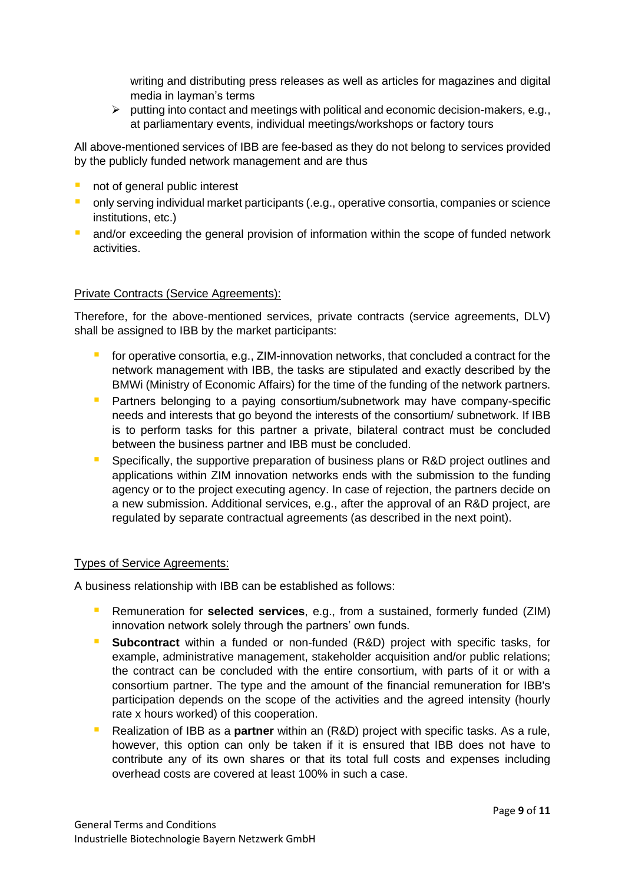writing and distributing press releases as well as articles for magazines and digital media in layman's terms

- putting into contact and meetings with political and economic decision-makers, e.g., at parliamentary events, individual meetings/workshops or factory tours

All above-mentioned services of IBB are fee-based as they do not belong to services provided by the publicly funded network management and are thus

- not of general public interest
- only serving individual market participants (e.g., operative consortia, companies or science institutions, etc.)
- and/or exceeding the general provision of information within the scope of funded network activities.

Private Contracts (Service Agreements):

Therefore, for the above-mentioned services, private contracts (service agreements, DLV) shall be assigned to IBB by the market participants:

- for operative consortia, e.g., ZIM-innovation networks, that concluded a contract for the network management with IBB, the tasks are stipulated and exactly described by the BMWi (Ministry of Economic Affairs) for the time of the funding of the network partners.
- Partners belonging to a paying consortium/subnetwork may have company-specific needs and interests that go beyond the interests of the consortium/ subnetwork. If IBB is to perform tasks for this partner a private, bilateral contract must be concluded between the business partner and IBB must be concluded.
- Specifically, the supportive preparation of business plans or R&D project outlines and applications within ZIM innovation networks ends with the submission to the funding agency or to the project executing agency. In case of rejection, the partners decide on a new submission. Additional services, e.g., after the approval of an R&D project, are regulated by separate contractual agreements (as described in the next point).

Types of Service Agreements:

A business relationship with IBB can be established as follows:

- Remuneration for **selected services**, e.g., from a sustained, formerly funded (ZIM) innovation network solely through the partners' own funds.
- **Subcontract** within a funded or non-funded (R&D) project with specific tasks, for example, administrative management, stakeholder acquisition and/or public relations; the contract can be concluded with the entire consortium, with parts of it or with a consortium partner. The type and the amount of the financial remuneration for IBB's participation depends on the scope of the activities and the agreed intensity (hourly rate x hours worked) of this cooperation.
- Realization of IBB as a **partner** within an (R&D) project with specific tasks. As a rule, however, this option can only be taken if it is ensured that IBB does not have to contribute any of its own shares or that its total full costs and expenses including overhead costs are covered at least 100% in such a case.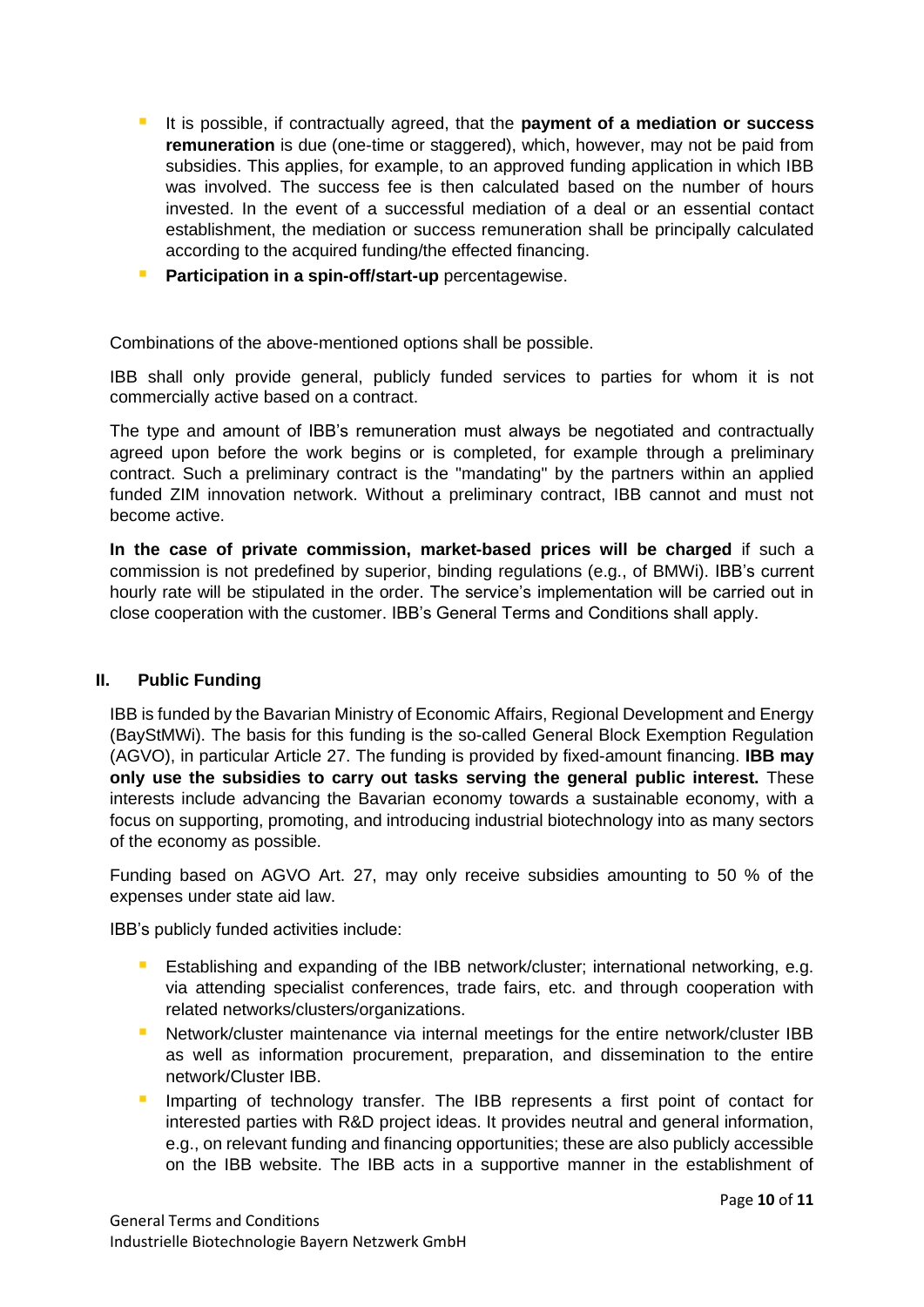- It is possible, if contractually agreed, that the **payment of a mediation or success remuneration** is due (one-time or staggered), which, however, may not be paid from subsidies. This applies, for example, to an approved funding application in which IBB was involved. The success fee is then calculated based on the number of hours invested. In the event of a successful mediation of a deal or an essential contact establishment, the mediation or success remuneration shall be principally calculated according to the acquired funding/the effected financing.
- **Participation in a spin-off/start-up** percentagewise.

Combinations of the above-mentioned options shall be possible.

IBB shall only provide general, publicly funded services to parties for whom it is not commercially active based on a contract.

The type and amount of IBB's remuneration must always be negotiated and contractually agreed upon before the work begins or is completed, for example through a preliminary contract. Such a preliminary contract is the "mandating" by the partners within an applied funded ZIM innovation network. Without a preliminary contract, IBB cannot and must not become active.

**In the case of private commission, market-based prices will be charged** if such a commission is not predefined by superior, binding regulations (e.g., of BMWi). IBB's current hourly rate will be stipulated in the order. The service's implementation will be carried out in close cooperation with the customer. IBB's General Terms and Conditions shall apply.

## II. Public Funding

IBB is funded by the Bavarian Ministry of Economic Affairs, Regional Development and Energy (BayStMWi). The basis for this funding is the so-called General Block Exemption Regulation (AGVO), in particular Article 27. The funding is provided by fixed-amount financing. **IBB may only use the subsidies to carry out tasks serving the general public interest.** These interests include advancing the Bavarian economy towards a sustainable economy, with a focus on supporting, promoting, and introducing industrial biotechnology into as many sectors of the economy as possible.

Funding based on AGVO Art. 27, may only receive subsidies amounting to 50 % of the expenses under state aid law.

IBB's publicly funded activities include:

- Establishing and expanding of the IBB network/cluster; international networking, e.g. via attending specialist conferences, trade fairs, etc. and through cooperation with related networks/clusters/organizations.
- Network/cluster maintenance via internal meetings for the entire network/cluster IBB as well as information procurement, preparation, and dissemination to the entire network/Cluster IBB.
- Imparting of technology transfer. The IBB represents a first point of contact for interested parties with R&D project ideas. It provides neutral and general information, e.g., on relevant funding and financing opportunities; these are also publicly accessible on the IBB website. The IBB acts in a supportive manner in the establishment of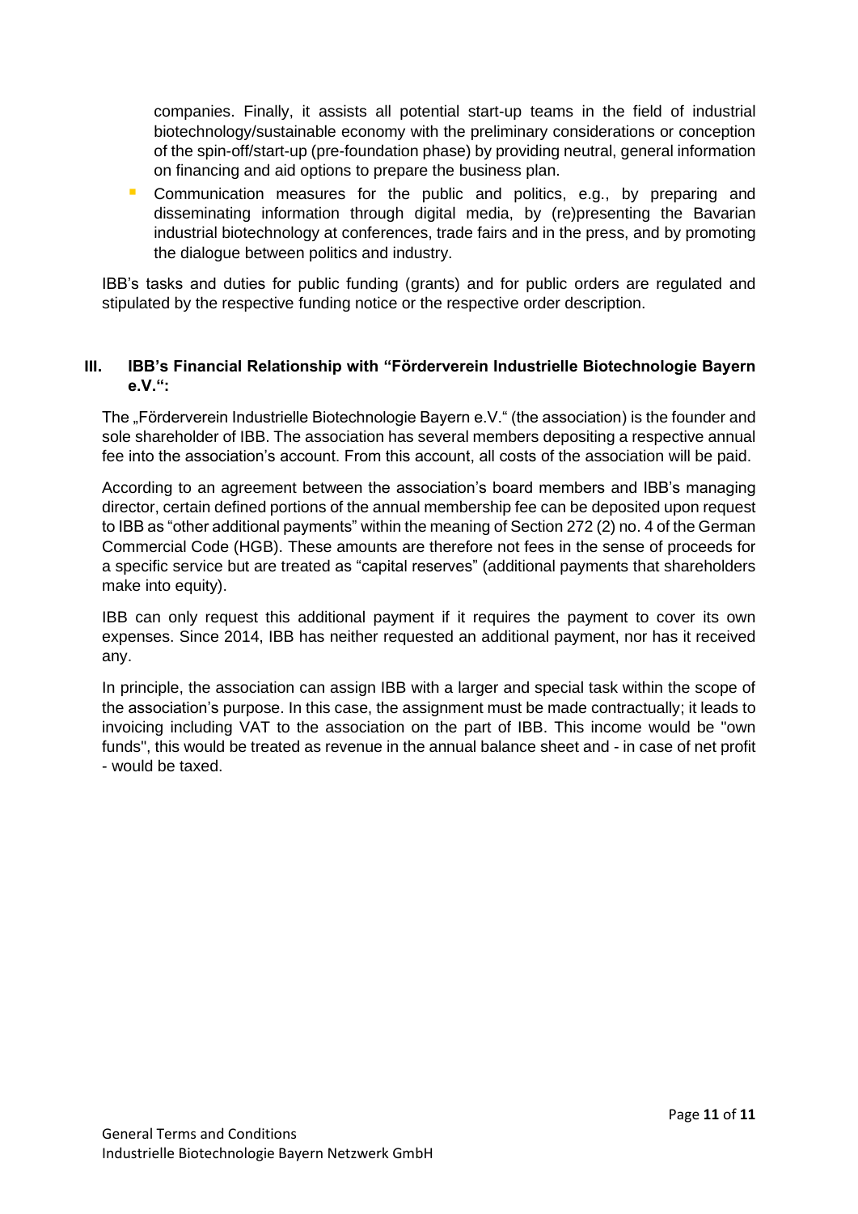companies. Finally, it assists all potential start-up teams in the field of industrial biotechnology/sustainable economy with the preliminary considerations or conception of the spin-off/start-up (pre-foundation phase) by providing neutral, general information on financing and aid options to prepare the business plan.

- Communication measures for the public and politics, e.g., by preparing and disseminating information through digital media, by (re)presenting the Bavarian industrial biotechnology at conferences, trade fairs and in the press, and by promoting the dialogue between politics and industry.

IBB's tasks and duties for public funding (grants) and for public orders are regulated and stipulated by the respective funding notice or the respective order description.

## III. IBB's Financial Relationship with "Förderverein Industrielle Biotechnologie Bayern e.V.":

The „Förderverein Industrielle Biotechnologie Bayern e.V." (the association) is the founder and sole shareholder of IBB. The association has several members depositing a respective annual fee into the association's account. From this account, all costs of the association will be paid.

According to an agreement between the association's board members and IBB's managing director, certain defined portions of the annual membership fee can be deposited upon request to IBB as "other additional payments" within the meaning of Section 272 (2) no. 4 of the German Commercial Code (HGB). These amounts are therefore not fees in the sense of proceeds for a specific service but are treated as "capital reserves" (additional payments that shareholders make into equity).

IBB can only request this additional payment if it requires the payment to cover its own expenses. Since 2014, IBB has neither requested an additional payment, nor has it received any.

In principle, the association can assign IBB with a larger and special task within the scope of the association's purpose. In this case, the assignment must be made contractually; it leads to invoicing including VAT to the association on the part of IBB. This income would be "own funds", this would be treated as revenue in the annual balance sheet and - in case of net profit - would be taxed.